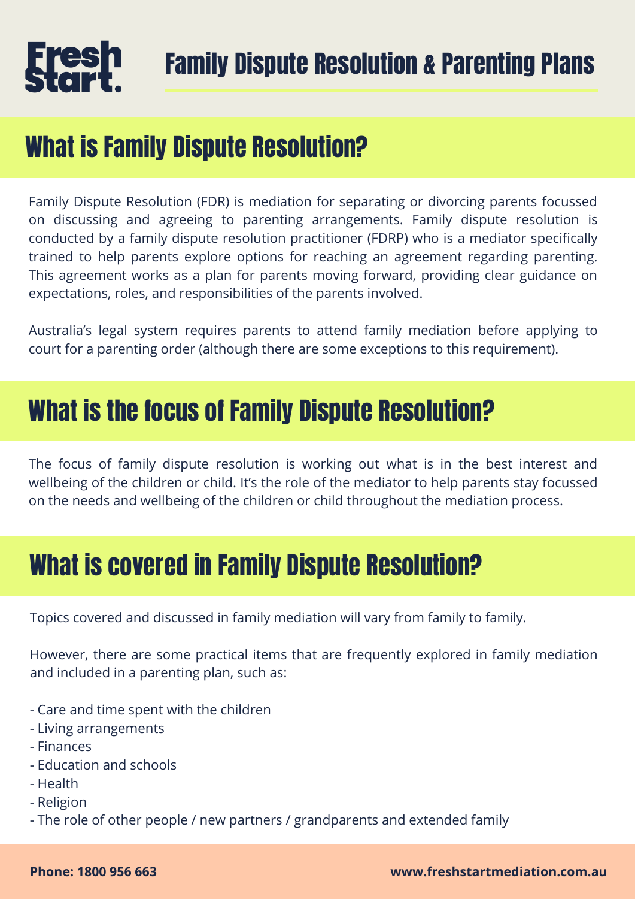# Family Dispute Resolution & Parenting Plans

## What is Family Dispute Resolution?

Family Dispute Resolution (FDR) is mediation for separating or divorcing parents focussed on discussing and agreeing to parenting arrangements. Family dispute resolution is conducted by a family dispute resolution practitioner (FDRP) who is a mediator specifically trained to help parents explore options for reaching an agreement regarding parenting. This agreement works as a plan for parents moving forward, providing clear guidance on expectations, roles, and responsibilities of the parents involved.

Australia's legal system requires parents to attend family mediation before applying to court for a parenting order (although there are some exceptions to this requirement).

## What is the focus of Family Dispute Resolution?

The focus of family dispute resolution is working out what is in the best interest and wellbeing of the children or child. It's the role of the mediator to help parents stay focussed on the needs and wellbeing of the children or child throughout the mediation process.

## What is covered in Family Dispute Resolution?

Topics covered and discussed in family mediation will vary from family to family.

However, there are some practical items that are frequently explored in family mediation and included in a parenting plan, such as:

- Care and time spent with the children
- Living arrangements
- Finances
- Education and schools
- Health
- Religion
- The role of other people / new partners / grandparents and extended family

**Phone: 1800 956 663** **www.freshstartmediation.com.au**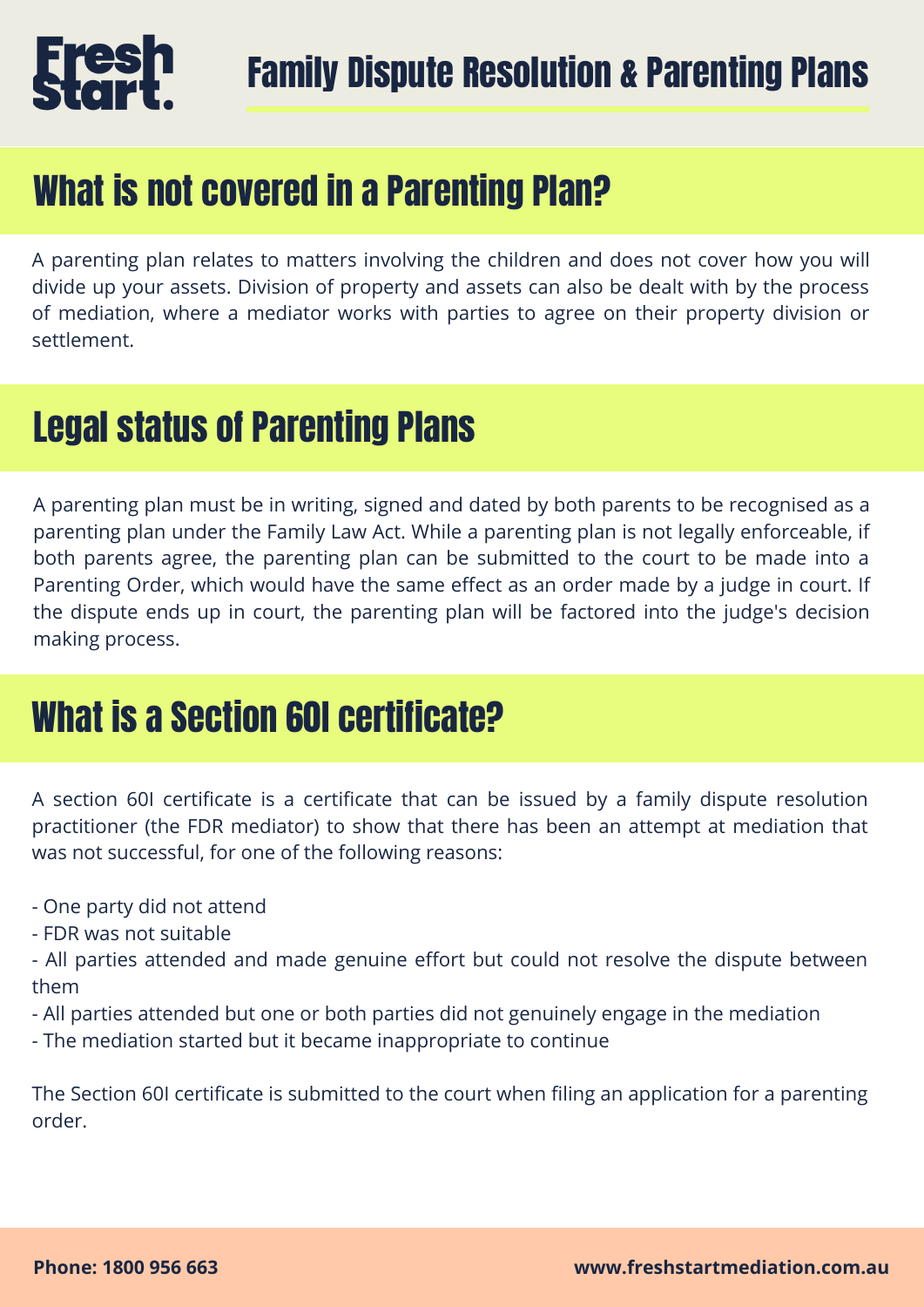# Family Dispute Resolution & Parenting Plans

## What is not covered in a Parenting Plan?

A parenting plan relates to matters involving the children and does not cover how you will divide up your assets. Division of property and assets can also be dealt with by the process of mediation, where a mediator works with parties to agree on their property division or settlement.

## Legal status of Parenting Plans

A parenting plan must be in writing, signed and dated by both parents to be recognised as a parenting plan under the Family Law Act. While a parenting plan is not legally enforceable, if both parents agree, the parenting plan can be submitted to the court to be made into a Parenting Order, which would have the same effect as an order made by a judge in court. If the dispute ends up in court, the parenting plan will be factored into the judge's decision making process.

## What is a Section 60I certificate?

A section 60I certificate is a certificate that can be issued by a family dispute resolution practitioner (the FDR mediator) to show that there has been an attempt at mediation that was not successful, for one of the following reasons:

- One party did not attend
- FDR was not suitable
- All parties attended and made genuine effort but could not resolve the dispute between them
- All parties attended but one or both parties did not genuinely engage in the mediation
- The mediation started but it became inappropriate to continue

The Section 60I certificate is submitted to the court when filing an application for a parenting order.

**Phone: 1800 956 663** **www.freshstartmediation.com.au**